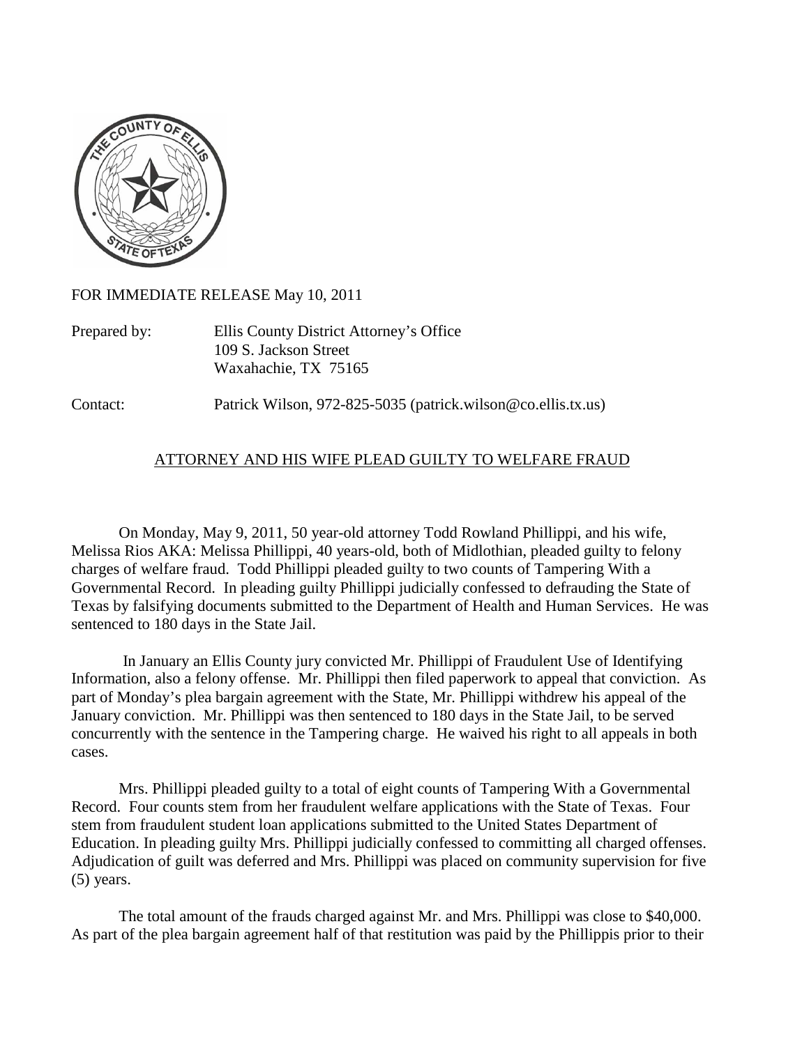FOR IMMEDIATE RELEASE May 10, 2011

Prepared by: Ellis County District Attorney's Office
109 S. Jackson Street
Waxahachie, TX 75165

Contact: Patrick Wilson, 972-825-5035 (patrick.wilson@co.ellis.tx.us)

## ATTORNEY AND HIS WIFE PLEAD GUILTY TO WELFARE FRAUD

On Monday, May 9, 2011, 50 year-old attorney Todd Rowland Phillippi, and his wife, Melissa Rios AKA: Melissa Phillippi, 40 years-old, both of Midlothian, pleaded guilty to felony charges of welfare fraud. Todd Phillippi pleaded guilty to two counts of Tampering With a Governmental Record. In pleading guilty Phillippi judicially confessed to defrauding the State of Texas by falsifying documents submitted to the Department of Health and Human Services. He was sentenced to 180 days in the State Jail.

In January an Ellis County jury convicted Mr. Phillippi of Fraudulent Use of Identifying Information, also a felony offense. Mr. Phillippi then filed paperwork to appeal that conviction. As part of Monday's plea bargain agreement with the State, Mr. Phillippi withdrew his appeal of the January conviction. Mr. Phillippi was then sentenced to 180 days in the State Jail, to be served concurrently with the sentence in the Tampering charge. He waived his right to all appeals in both cases.

Mrs. Phillippi pleaded guilty to a total of eight counts of Tampering With a Governmental Record. Four counts stem from her fraudulent welfare applications with the State of Texas. Four stem from fraudulent student loan applications submitted to the United States Department of Education. In pleading guilty Mrs. Phillippi judicially confessed to committing all charged offenses. Adjudication of guilt was deferred and Mrs. Phillippi was placed on community supervision for five (5) years.

The total amount of the frauds charged against Mr. and Mrs. Phillippi was close to $40,000. As part of the plea bargain agreement half of that restitution was paid by the Phillippis prior to their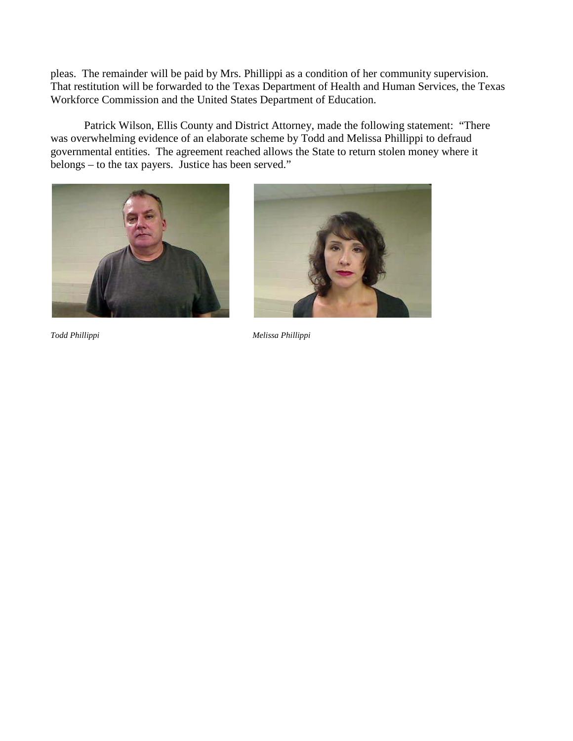pleas. The remainder will be paid by Mrs. Phillippi as a condition of her community supervision. That restitution will be forwarded to the Texas Department of Health and Human Services, the Texas Workforce Commission and the United States Department of Education.

Patrick Wilson, Ellis County and District Attorney, made the following statement: "There was overwhelming evidence of an elaborate scheme by Todd and Melissa Phillippi to defraud governmental entities. The agreement reached allows the State to return stolen money where it belongs – to the tax payers. Justice has been served."

*Todd Phillippi*

*Melissa Phillippi*